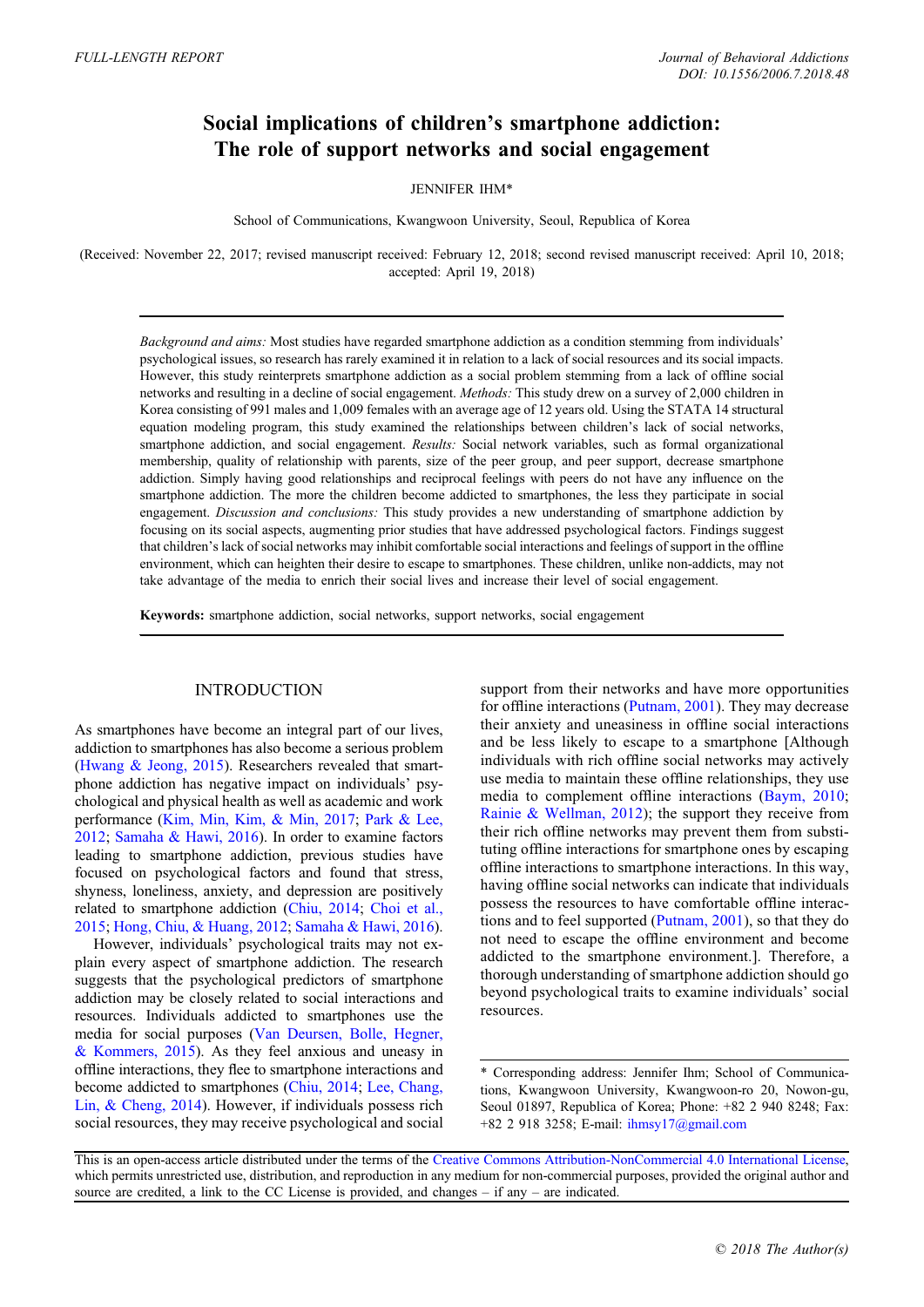FULL-LENGTH REPORT

# Social implications of children's smartphone addiction: The role of support networks and social engagement

JENNIFER IHM*

School of Communications, Kwangwoon University, Seoul, Republic of Korea

(Received: November 22, 2017; revised manuscript received: February 12, 2018; second revised manuscript received: April 10, 2018; accepted: April 19, 2018)

*Background and aims:* Most studies have regarded smartphone addiction as a condition stemming from individuals' psychological issues, so research has rarely examined it in relation to a lack of social resources and its social impacts. However, this study reinterprets smartphone addiction as a social problem stemming from a lack of offline social networks and resulting in a decline of social engagement. *Methods:* This study drew on a survey of 2,000 children in Korea consisting of 991 males and 1,009 females with an average age of 12 years old. Using the STATA 14 structural equation modeling program, this study examined the relationships between children's lack of social networks, smartphone addiction, and social engagement. *Results:* Social network variables, such as formal organizational membership, quality of relationship with parents, size of the peer group, and peer support, decrease smartphone addiction. Simply having good relationships and reciprocal feelings with peers do not have any influence on the smartphone addiction. The more the children become addicted to smartphones, the less they participate in social engagement. *Discussion and conclusions:* This study provides a new understanding of smartphone addiction by focusing on its social aspects, augmenting prior studies that have addressed psychological factors. Findings suggest that children's lack of social networks may inhibit comfortable social interactions and feelings of support in the offline environment, which can heighten their desire to escape to smartphones. These children, unlike non-addicts, may not take advantage of the media to enrich their social lives and increase their level of social engagement.

**Keywords:** smartphone addiction, social networks, support networks, social engagement

## INTRODUCTION

As smartphones have become an integral part of our lives, addiction to smartphones has also become a serious problem (Hwang & Jeong, 2015). Researchers revealed that smartphone addiction has negative impact on individuals' psychological and physical health as well as academic and work performance (Kim, Min, Kim, & Min, 2017; Park & Lee, 2012; Samaha & Hawi, 2016). In order to examine factors leading to smartphone addiction, previous studies have focused on psychological factors and found that stress, shyness, loneliness, anxiety, and depression are positively related to smartphone addiction (Chiu, 2014; Choi et al., 2015; Hong, Chiu, & Huang, 2012; Samaha & Hawi, 2016).

However, individuals' psychological traits may not explain every aspect of smartphone addiction. The research suggests that the psychological predictors of smartphone addiction may be closely related to social interactions and resources. Individuals addicted to smartphones use the media for social purposes (Van Deursen, Bolle, Hegner, & Kommers, 2015). As they feel anxious and uneasy in offline interactions, they flee to smartphone interactions and become addicted to smartphones (Chiu, 2014; Lee, Chang, Lin, & Cheng, 2014). However, if individuals possess rich social resources, they may receive psychological and social support from their networks and have more opportunities for offline interactions (Putnam, 2001). They may decrease their anxiety and uneasiness in offline social interactions and be less likely to escape to a smartphone [Although individuals with rich offline social networks may actively use media to maintain these offline relationships, they use media to complement offline interactions (Baym, 2010; Rainie & Wellman, 2012); the support they receive from their rich offline networks may prevent them from substituting offline interactions for smartphone ones by escaping offline interactions to smartphone interactions. In this way, having offline social networks can indicate that individuals possess the resources to have comfortable offline interactions and to feel supported (Putnam, 2001), so that they do not need to escape the offline environment and become addicted to the smartphone environment.]. Therefore, a thorough understanding of smartphone addiction should go beyond psychological traits to examine individuals' social resources.

* Corresponding address: Jennifer Ihm; School of Communications, Kwangwoon University, Kwangwoon-ro 20, Nowon-gu, Seoul 01897, Republic of Korea; Phone: +82 2 940 8248; Fax: +82 2 918 3258; E-mail: ihmsy17@gmail.com

This is an open-access article distributed under the terms of the Creative Commons Attribution-NonCommercial 4.0 International License, which permits unrestricted use, distribution, and reproduction in any medium for non-commercial purposes, provided the original author and source are credited, a link to the CC License is provided, and changes – if any – are indicated.

© 2018 The Author(s)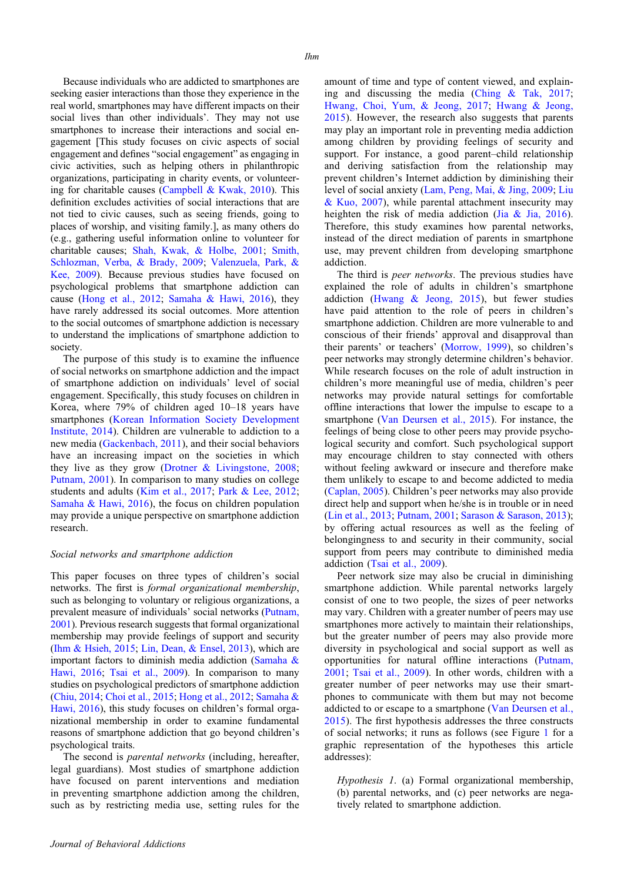Because individuals who are addicted to smartphones are seeking easier interactions than those they experience in the real world, smartphones may have different impacts on their social lives than other individuals'. They may not use smartphones to increase their interactions and social engagement [This study focuses on civic aspects of social engagement and defines "social engagement" as engaging in civic activities, such as helping others in philanthropic organizations, participating in charity events, or volunteering for charitable causes (Campbell & Kwak, 2010). This definition excludes activities of social interactions that are not tied to civic causes, such as seeing friends, going to places of worship, and visiting family.], as many others do (e.g., gathering useful information online to volunteer for charitable causes; Shah, Kwak, & Holbe, 2001; Smith, Schlozman, Verba, & Brady, 2009; Valenzuela, Park, & Kee, 2009). Because previous studies have focused on psychological problems that smartphone addiction can cause (Hong et al., 2012; Samaha & Hawi, 2016), they have rarely addressed its social outcomes. More attention to the social outcomes of smartphone addiction is necessary to understand the implications of smartphone addiction to society.

The purpose of this study is to examine the influence of social networks on smartphone addiction and the impact of smartphone addiction on individuals' level of social engagement. Specifically, this study focuses on children in Korea, where 79% of children aged 10–18 years have smartphones (Korean Information Society Development Institute, 2014). Children are vulnerable to addiction to a new media (Gackenbach, 2011), and their social behaviors have an increasing impact on the societies in which they live as they grow (Drotner & Livingstone, 2008; Putnam, 2001). In comparison to many studies on college students and adults (Kim et al., 2017; Park & Lee, 2012; Samaha & Hawi, 2016), the focus on children population may provide a unique perspective on smartphone addiction research.

### *Social networks and smartphone addiction*

This paper focuses on three types of children's social networks. The first is *formal organizational membership*, such as belonging to voluntary or religious organizations, a prevalent measure of individuals' social networks (Putnam, 2001). Previous research suggests that formal organizational membership may provide feelings of support and security (Ihm & Hsieh, 2015; Lin, Dean, & Ensel, 2013), which are important factors to diminish media addiction (Samaha & Hawi, 2016; Tsai et al., 2009). In comparison to many studies on psychological predictors of smartphone addiction (Chiu, 2014; Choi et al., 2015; Hong et al., 2012; Samaha & Hawi, 2016), this study focuses on children's formal organizational membership in order to examine fundamental reasons of smartphone addiction that go beyond children's psychological traits.

The second is *parental networks* (including, hereafter, legal guardians). Most studies of smartphone addiction have focused on parent interventions and mediation in preventing smartphone addiction among the children, such as by restricting media use, setting rules for the amount of time and type of content viewed, and explaining and discussing the media (Ching & Tak, 2017; Hwang, Choi, Yum, & Jeong, 2017; Hwang & Jeong, 2015). However, the research also suggests that parents may play an important role in preventing media addiction among children by providing feelings of security and support. For instance, a good parent–child relationship and deriving satisfaction from the relationship may prevent children's Internet addiction by diminishing their level of social anxiety (Lam, Peng, Mai, & Jing, 2009; Liu & Kuo, 2007), while parental attachment insecurity may heighten the risk of media addiction (Jia & Jia, 2016). Therefore, this study examines how parental networks, instead of the direct mediation of parents in smartphone use, may prevent children from developing smartphone addiction.

The third is *peer networks*. The previous studies have explained the role of adults in children's smartphone addiction (Hwang & Jeong, 2015), but fewer studies have paid attention to the role of peers in children's smartphone addiction. Children are more vulnerable to and conscious of their friends' approval and disapproval than their parents' or teachers' (Morrow, 1999), so children's peer networks may strongly determine children's behavior. While research focuses on the role of adult instruction in children's more meaningful use of media, children's peer networks may provide natural settings for comfortable offline interactions that lower the impulse to escape to a smartphone (Van Deursen et al., 2015). For instance, the feelings of being close to other peers may provide psychological security and comfort. Such psychological support may encourage children to stay connected with others without feeling awkward or insecure and therefore make them unlikely to escape to and become addicted to media (Caplan, 2005). Children's peer networks may also provide direct help and support when he/she is in trouble or in need (Lin et al., 2013; Putnam, 2001; Sarason & Sarason, 2013); by offering actual resources as well as the feeling of belongingness to and security in their community, social support from peers may contribute to diminished media addiction (Tsai et al., 2009).

Peer network size may also be crucial in diminishing smartphone addiction. While parental networks largely consist of one to two people, the sizes of peer networks may vary. Children with a greater number of peers may use smartphones more actively to maintain their relationships, but the greater number of peers may also provide more diversity in psychological and social support as well as opportunities for natural offline interactions (Putnam, 2001; Tsai et al., 2009). In other words, children with a greater number of peer networks may use their smartphones to communicate with them but may not become addicted to or escape to a smartphone (Van Deursen et al., 2015). The first hypothesis addresses the three constructs of social networks; it runs as follows (see Figure 1 for a graphic representation of the hypotheses this article addresses):

> *Hypothesis 1*. (a) Formal organizational membership, (b) parental networks, and (c) peer networks are negatively related to smartphone addiction.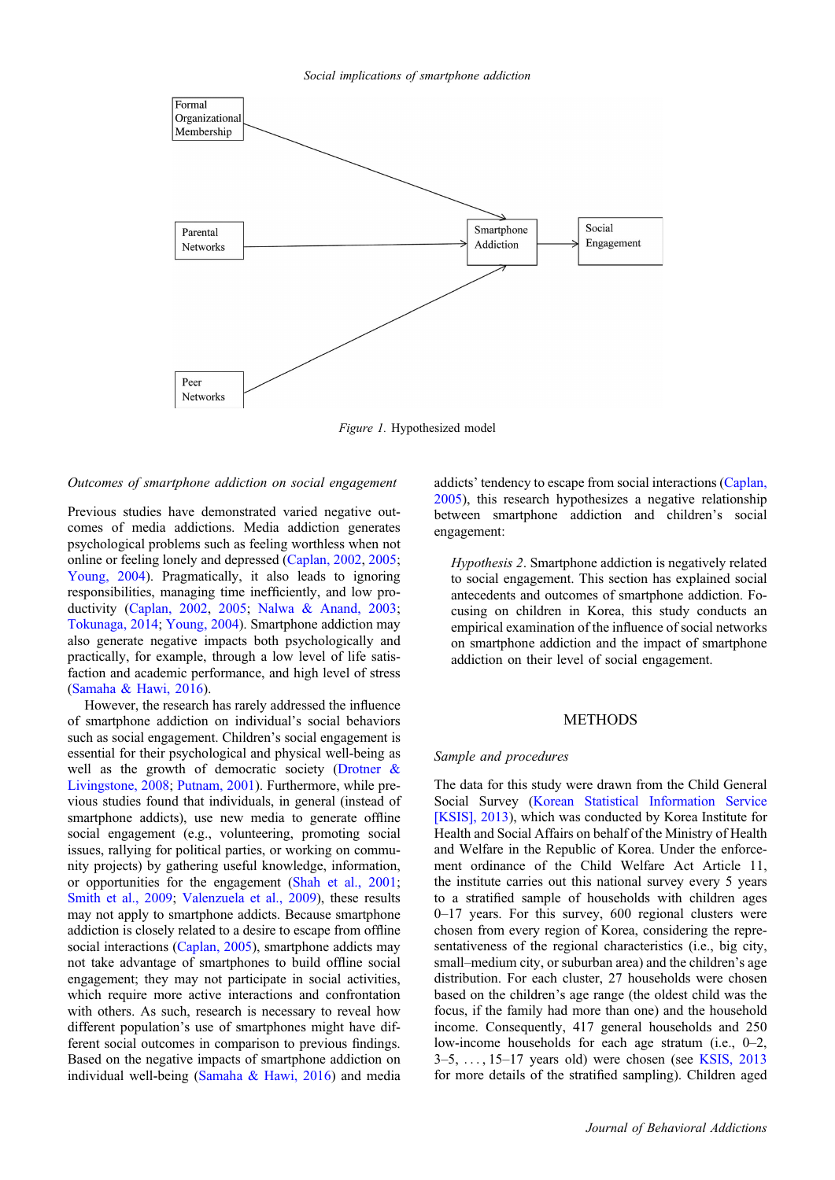Figure 1. Hypothesized model

### *Outcomes of smartphone addiction on social engagement*

Previous studies have demonstrated varied negative outcomes of media addictions. Media addiction generates psychological problems such as feeling worthless when not online or feeling lonely and depressed (Caplan, 2002, 2005; Young, 2004). Pragmatically, it also leads to ignoring responsibilities, managing time inefficiently, and low productivity (Caplan, 2002, 2005; Nalwa & Anand, 2003; Tokunaga, 2014; Young, 2004). Smartphone addiction may also generate negative impacts both psychologically and practically, for example, through a low level of life satisfaction and academic performance, and high level of stress (Samaha & Hawi, 2016).

However, the research has rarely addressed the influence of smartphone addiction on individual's social behaviors such as social engagement. Children's social engagement is essential for their psychological and physical well-being as well as the growth of democratic society (Drotner & Livingstone, 2008; Putnam, 2001). Furthermore, while previous studies found that individuals, in general (instead of smartphone addicts), use new media to generate offline social engagement (e.g., volunteering, promoting social issues, rallying for political parties, or working on community projects) by gathering useful knowledge, information, or opportunities for the engagement (Shah et al., 2001; Smith et al., 2009; Valenzuela et al., 2009), these results may not apply to smartphone addicts. Because smartphone addiction is closely related to a desire to escape from offline social interactions (Caplan, 2005), smartphone addicts may not take advantage of smartphones to build offline social engagement; they may not participate in social activities, which require more active interactions and confrontation with others. As such, research is necessary to reveal how different population's use of smartphones might have different social outcomes in comparison to previous findings. Based on the negative impacts of smartphone addiction on individual well-being (Samaha & Hawi, 2016) and media addicts' tendency to escape from social interactions (Caplan, 2005), this research hypothesizes a negative relationship between smartphone addiction and children's social engagement:

> *Hypothesis 2*. Smartphone addiction is negatively related to social engagement. This section has explained social antecedents and outcomes of smartphone addiction. Focusing on children in Korea, this study conducts an empirical examination of the influence of social networks on smartphone addiction and the impact of smartphone addiction on their level of social engagement.

## METHODS

### *Sample and procedures*

The data for this study were drawn from the Child General Social Survey (Korean Statistical Information Service [KSIS], 2013), which was conducted by Korea Institute for Health and Social Affairs on behalf of the Ministry of Health and Welfare in the Republic of Korea. Under the enforcement ordinance of the Child Welfare Act Article 11, the institute carries out this national survey every 5 years to a stratified sample of households with children ages 0–17 years. For this survey, 600 regional clusters were chosen from every region of Korea, considering the representativeness of the regional characteristics (i.e., big city, small–medium city, or suburban area) and the children's age distribution. For each cluster, 27 households were chosen based on the children's age range (the oldest child was the focus, if the family had more than one) and the household income. Consequently, 417 general households and 250 low-income households for each age stratum (i.e., 0–2, 3–5, . . . , 15–17 years old) were chosen (see KSIS, 2013 for more details of the stratified sampling). Children aged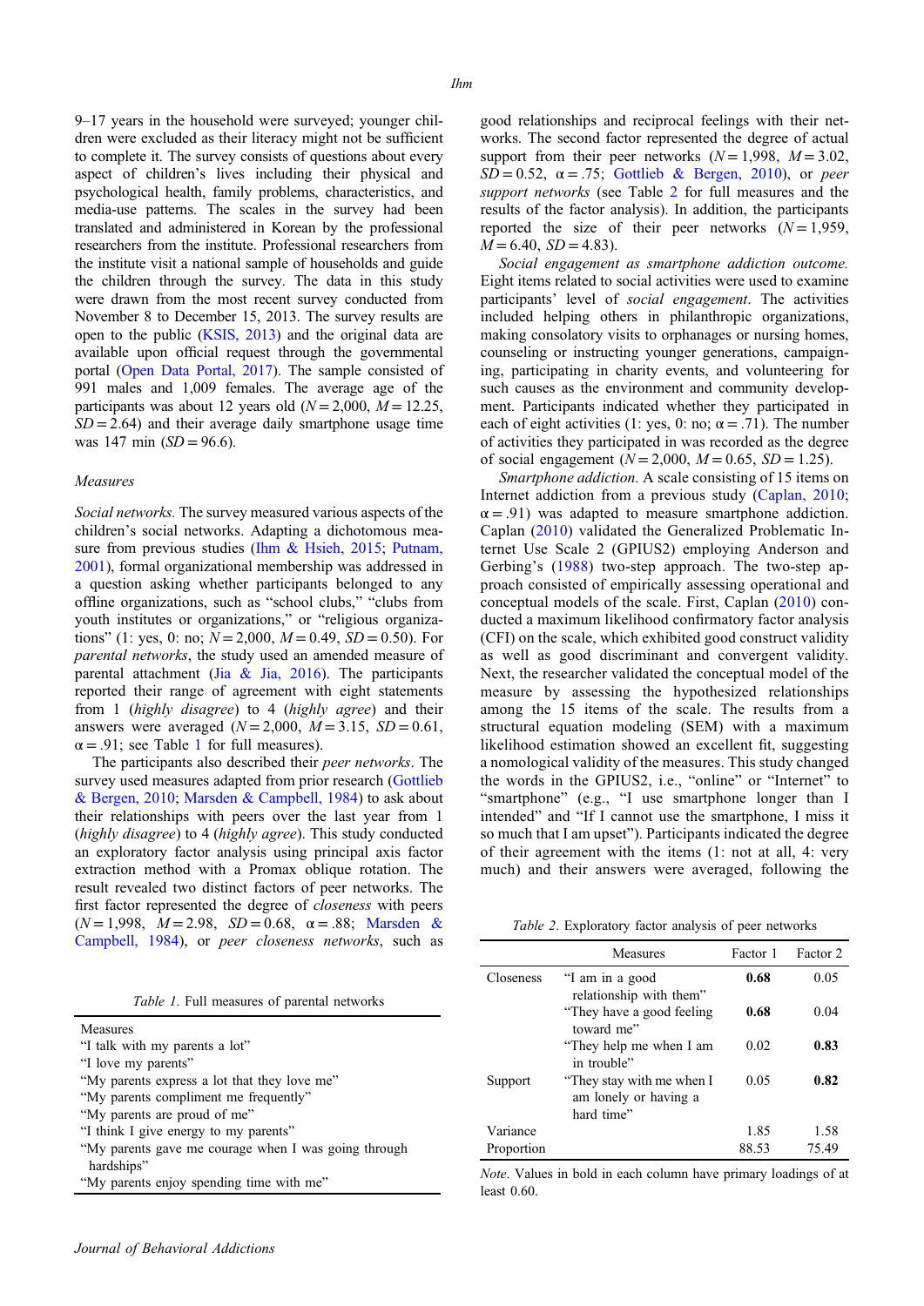9–17 years in the household were surveyed; younger children were excluded as their literacy might not be sufficient to complete it. The survey consists of questions about every aspect of children's lives including their physical and psychological health, family problems, characteristics, and media-use patterns. The scales in the survey had been translated and administered in Korean by the professional researchers from the institute. Professional researchers from the institute visit a national sample of households and guide the children through the survey. The data in this study were drawn from the most recent survey conducted from November 8 to December 15, 2013. The survey results are open to the public (KSIS, 2013) and the original data are available upon official request through the governmental portal (Open Data Portal, 2017). The sample consisted of 991 males and 1,009 females. The average age of the participants was about 12 years old ($N = 2{,}000$, $M = 12.25$, $SD = 2.64$) and their average daily smartphone usage time was 147 min ($SD = 96.6$).

### Measures

*Social networks.* The survey measured various aspects of the children's social networks. Adapting a dichotomous measure from previous studies (Ihm & Hsieh, 2015; Putnam, 2001), formal organizational membership was addressed in a question asking whether participants belonged to any offline organizations, such as "school clubs," "clubs from youth institutes or organizations," or "religious organizations" (1: yes, 0: no; $N = 2{,}000$, $M = 0.49$, $SD = 0.50$). For *parental networks*, the study used an amended measure of parental attachment (Jia & Jia, 2016). The participants reported their range of agreement with eight statements from 1 (*highly disagree*) to 4 (*highly agree*) and their answers were averaged ($N = 2{,}000$, $M = 3.15$, $SD = 0.61$, $\alpha = .91$; see Table 1 for full measures).

The participants also described their *peer networks*. The survey used measures adapted from prior research (Gottlieb & Bergen, 2010; Marsden & Campbell, 1984) to ask about their relationships with peers over the last year from 1 (*highly disagree*) to 4 (*highly agree*). This study conducted an exploratory factor analysis using principal axis factor extraction method with a Promax oblique rotation. The result revealed two distinct factors of peer networks. The first factor represented the degree of *closeness* with peers ($N = 1{,}998$, $M = 2.98$, $SD = 0.68$, $\alpha = .88$; Marsden & Campbell, 1984), or *peer closeness networks*, such as good relationships and reciprocal feelings with their networks. The second factor represented the degree of actual support from their peer networks ($N = 1{,}998$, $M = 3.02$, $SD = 0.52$, $\alpha = .75$; Gottlieb & Bergen, 2010), or *peer support networks* (see Table 2 for full measures and the results of the factor analysis). In addition, the participants reported the size of their peer networks ($N = 1{,}959$, $M = 6.40$, $SD = 4.83$).

*Social engagement as smartphone addiction outcome.* Eight items related to social activities were used to examine participants' level of *social engagement*. The activities included helping others in philanthropic organizations, making consolatory visits to orphanages or nursing homes, counseling or instructing younger generations, campaigning, participating in charity events, and volunteering for such causes as the environment and community development. Participants indicated whether they participated in each of eight activities (1: yes, 0: no; $\alpha = .71$). The number of activities they participated in was recorded as the degree of social engagement ($N = 2{,}000$, $M = 0.65$, $SD = 1.25$).

*Smartphone addiction.* A scale consisting of 15 items on Internet addiction from a previous study (Caplan, 2010; $\alpha = .91$) was adapted to measure smartphone addiction. Caplan (2010) validated the Generalized Problematic Internet Use Scale 2 (GPIUS2) employing Anderson and Gerbing's (1988) two-step approach. The two-step approach consisted of empirically assessing operational and conceptual models of the scale. First, Caplan (2010) conducted a maximum likelihood confirmatory factor analysis (CFI) on the scale, which exhibited good construct validity as well as good discriminant and convergent validity. Next, the researcher validated the conceptual model of the measure by assessing the hypothesized relationships among the 15 items of the scale. The results from a structural equation modeling (SEM) with a maximum likelihood estimation showed an excellent fit, suggesting a nomological validity of the measures. This study changed the words in the GPIUS2, i.e., "online" or "Internet" to "smartphone" (e.g., "I use smartphone longer than I intended" and "If I cannot use the smartphone, I miss it so much that I am upset"). Participants indicated the degree of their agreement with the items (1: not at all, 4: very much) and their answers were averaged, following the

*Table 1.* Full measures of parental networks

| Measures |
|---|
| "I talk with my parents a lot" |
| "I love my parents" |
| "My parents express a lot that they love me" |
| "My parents compliment me frequently" |
| "My parents are proud of me" |
| "I think I give energy to my parents" |
| "My parents gave me courage when I was going through hardships" |
| "My parents enjoy spending time with me" |

*Table 2.* Exploratory factor analysis of peer networks

| | Measures | Factor 1 | Factor 2 |
|---|---|---|---|
| Closeness | "I am in a good relationship with them" | **0.68** | 0.05 |
| | "They have a good feeling toward me" | **0.68** | 0.04 |
| | "They help me when I am in trouble" | 0.02 | **0.83** |
| Support | "They stay with me when I am lonely or having a hard time" | 0.05 | **0.82** |
| Variance | | 1.85 | 1.58 |
| Proportion | | 88.53 | 75.49 |

*Note.* Values in bold in each column have primary loadings of at least 0.60.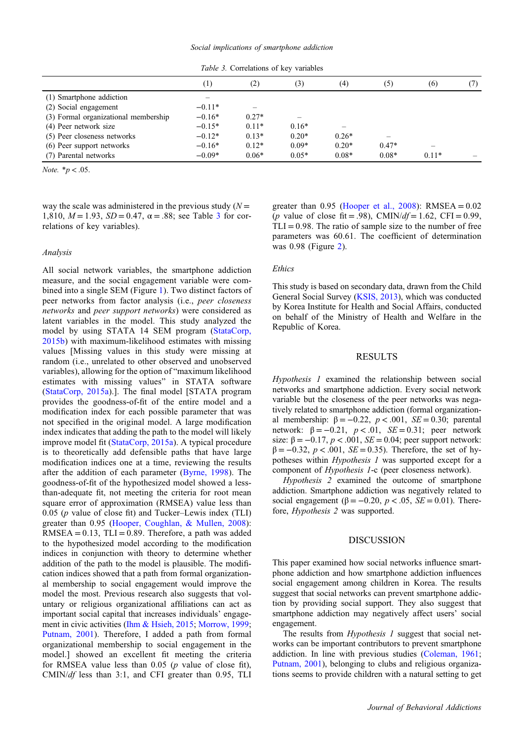*Table 3.* Correlations of key variables

| | (1) | (2) | (3) | (4) | (5) | (6) | (7) |
|---|---|---|---|---|---|---|---|
| (1) Smartphone addiction | – | | | | | | |
| (2) Social engagement | −0.11* | – | | | | | |
| (3) Formal organizational membership | −0.16* | 0.27* | – | | | | |
| (4) Peer network size | −0.15* | 0.11* | 0.16* | – | | | |
| (5) Peer closeness networks | −0.12* | 0.13* | 0.20* | 0.26* | – | | |
| (6) Peer support networks | −0.16* | 0.12* | 0.09* | 0.20* | 0.47* | – | |
| (7) Parental networks | −0.09* | 0.06* | 0.05* | 0.08* | 0.08* | 0.11* | – |

*Note.* $*p < .05$.

way the scale was administered in the previous study ($N = 1{,}810$, $M = 1.93$, $SD = 0.47$, $\alpha = .88$; see Table 3 for correlations of key variables).

### Analysis

All social network variables, the smartphone addiction measure, and the social engagement variable were combined into a single SEM (Figure 1). Two distinct factors of peer networks from factor analysis (i.e., *peer closeness networks* and *peer support networks*) were considered as latent variables in the model. This study analyzed the model by using STATA 14 SEM program (StataCorp, 2015b) with maximum-likelihood estimates with missing values [Missing values in this study were missing at random (i.e., unrelated to other observed and unobserved variables), allowing for the option of "maximum likelihood estimates with missing values" in STATA software (StataCorp, 2015a).]. The final model [STATA program provides the goodness-of-fit of the entire model and a modification index for each possible parameter that was not specified in the original model. A large modification index indicates that adding the path to the model will likely improve model fit (StataCorp, 2015a). A typical procedure is to theoretically add defensible paths that have large modification indices one at a time, reviewing the results after the addition of each parameter (Byrne, 1998). The goodness-of-fit of the hypothesized model showed a less-than-adequate fit, not meeting the criteria for root mean square error of approximation (RMSEA) value less than 0.05 ($p$ value of close fit) and Tucker–Lewis index (TLI) greater than 0.95 (Hooper, Coughlan, & Mullen, 2008): RMSEA = 0.13, TLI = 0.89. Therefore, a path was added to the hypothesized model according to the modification indices in conjunction with theory to determine whether addition of the path to the model is plausible. The modification indices showed that a path from formal organizational membership to social engagement would improve the model the most. Previous research also suggests that voluntary or religious organizational affiliations can act as important social capital that increases individuals' engagement in civic activities (Ihm & Hsieh, 2015; Morrow, 1999; Putnam, 2001). Therefore, I added a path from formal organizational membership to social engagement in the model.] showed an excellent fit meeting the criteria for RMSEA value less than 0.05 ($p$ value of close fit), CMIN/$df$ less than 3:1, and CFI greater than 0.95, TLI greater than 0.95 (Hooper et al., 2008): RMSEA = 0.02 ($p$ value of close fit = .98), CMIN/$df$ = 1.62, CFI = 0.99, TLI = 0.98. The ratio of sample size to the number of free parameters was 60.61. The coefficient of determination was 0.98 (Figure 2).

### Ethics

This study is based on secondary data, drawn from the Child General Social Survey (KSIS, 2013), which was conducted by Korea Institute for Health and Social Affairs, conducted on behalf of the Ministry of Health and Welfare in the Republic of Korea.

## RESULTS

*Hypothesis 1* examined the relationship between social networks and smartphone addiction. Every social network variable but the closeness of the peer networks was negatively related to smartphone addiction (formal organizational membership: $\beta = -0.22$, $p < .001$, $SE = 0.30$; parental network: $\beta = -0.21$, $p < .01$, $SE = 0.31$; peer network size: $\beta = -0.17$, $p < .001$, $SE = 0.04$; peer support network: $\beta = -0.32$, $p < .001$, $SE = 0.35$). Therefore, the set of hypotheses within *Hypothesis 1* was supported except for a component of *Hypothesis 1*-c (peer closeness network).

*Hypothesis 2* examined the outcome of smartphone addiction. Smartphone addiction was negatively related to social engagement ($\beta = -0.20$, $p < .05$, $SE = 0.01$). Therefore, *Hypothesis 2* was supported.

## DISCUSSION

This paper examined how social networks influence smartphone addiction and how smartphone addiction influences social engagement among children in Korea. The results suggest that social networks can prevent smartphone addiction by providing social support. They also suggest that smartphone addiction may negatively affect users' social engagement.

The results from *Hypothesis 1* suggest that social networks can be important contributors to prevent smartphone addiction. In line with previous studies (Coleman, 1961; Putnam, 2001), belonging to clubs and religious organizations seems to provide children with a natural setting to get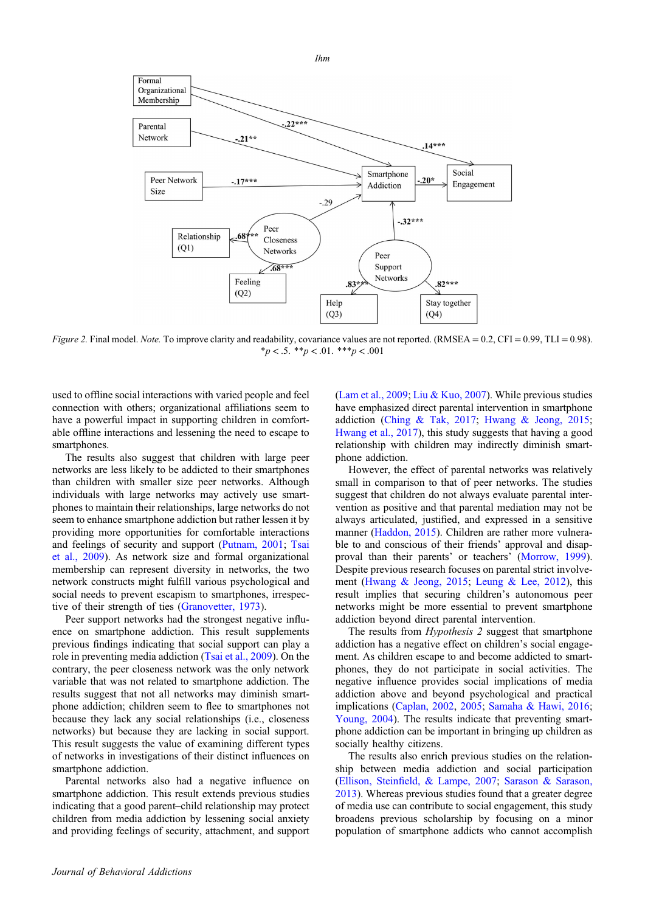Formal Organizational Membership

Parental Network

Peer Network Size

Smartphone Addiction

Social Engagement

-.22***

-.21**

.14***

-.17***

-.20*

-.29

-.32***

Relationship (Q1)

.68***

Peer Closeness Networks

.68***

Feeling (Q2)

Peer Support Networks

.83***

.82***

Help (Q3)

Stay together (Q4)

*Figure 2.* Final model. *Note.* To improve clarity and readability, covariance values are not reported. (RMSEA = 0.2, CFI = 0.99, TLI = 0.98). $^{*}p < .5$. $^{**}p < .01$. $^{***}p < .001$

used to offline social interactions with varied people and feel connection with others; organizational affiliations seem to have a powerful impact in supporting children in comfortable offline interactions and lessening the need to escape to smartphones.

The results also suggest that children with large peer networks are less likely to be addicted to their smartphones than children with smaller size peer networks. Although individuals with large networks may actively use smartphones to maintain their relationships, large networks do not seem to enhance smartphone addiction but rather lessen it by providing more opportunities for comfortable interactions and feelings of security and support (Putnam, 2001; Tsai et al., 2009). As network size and formal organizational membership can represent diversity in networks, the two network constructs might fulfill various psychological and social needs to prevent escapism to smartphones, irrespective of their strength of ties (Granovetter, 1973).

Peer support networks had the strongest negative influence on smartphone addiction. This result supplements previous findings indicating that social support can play a role in preventing media addiction (Tsai et al., 2009). On the contrary, the peer closeness network was the only network variable that was not related to smartphone addiction. The results suggest that not all networks may diminish smartphone addiction; children seem to flee to smartphones not because they lack any social relationships (i.e., closeness networks) but because they are lacking in social support. This result suggests the value of examining different types of networks in investigations of their distinct influences on smartphone addiction.

Parental networks also had a negative influence on smartphone addiction. This result extends previous studies indicating that a good parent–child relationship may protect children from media addiction by lessening social anxiety and providing feelings of security, attachment, and support (Lam et al., 2009; Liu & Kuo, 2007). While previous studies have emphasized direct parental intervention in smartphone addiction (Ching & Tak, 2017; Hwang & Jeong, 2015; Hwang et al., 2017), this study suggests that having a good relationship with children may indirectly diminish smartphone addiction.

However, the effect of parental networks was relatively small in comparison to that of peer networks. The studies suggest that children do not always evaluate parental intervention as positive and that parental mediation may not be always articulated, justified, and expressed in a sensitive manner (Haddon, 2015). Children are rather more vulnerable to and conscious of their friends' approval and disapproval than their parents' or teachers' (Morrow, 1999). Despite previous research focuses on parental strict involvement (Hwang & Jeong, 2015; Leung & Lee, 2012), this result implies that securing children's autonomous peer networks might be more essential to prevent smartphone addiction beyond direct parental intervention.

The results from *Hypothesis 2* suggest that smartphone addiction has a negative effect on children's social engagement. As children escape to and become addicted to smartphones, they do not participate in social activities. The negative influence provides social implications of media addiction above and beyond psychological and practical implications (Caplan, 2002, 2005; Samaha & Hawi, 2016; Young, 2004). The results indicate that preventing smartphone addiction can be important in bringing up children as socially healthy citizens.

The results also enrich previous studies on the relationship between media addiction and social participation (Ellison, Steinfield, & Lampe, 2007; Sarason & Sarason, 2013). Whereas previous studies found that a greater degree of media use can contribute to social engagement, this study broadens previous scholarship by focusing on a minor population of smartphone addicts who cannot accomplish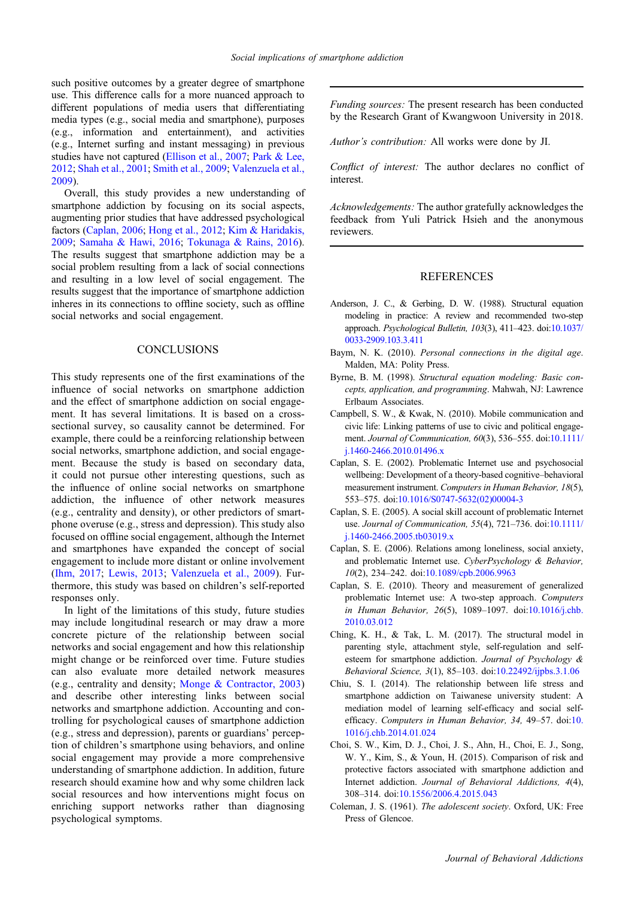such positive outcomes by a greater degree of smartphone use. This difference calls for a more nuanced approach to different populations of media users that differentiating media types (e.g., social media and smartphone), purposes (e.g., information and entertainment), and activities (e.g., Internet surfing and instant messaging) in previous studies have not captured (Ellison et al., 2007; Park & Lee, 2012; Shah et al., 2001; Smith et al., 2009; Valenzuela et al., 2009).

Overall, this study provides a new understanding of smartphone addiction by focusing on its social aspects, augmenting prior studies that have addressed psychological factors (Caplan, 2006; Hong et al., 2012; Kim & Haridakis, 2009; Samaha & Hawi, 2016; Tokunaga & Rains, 2016). The results suggest that smartphone addiction may be a social problem resulting from a lack of social connections and resulting in a low level of social engagement. The results suggest that the importance of smartphone addiction inheres in its connections to offline society, such as offline social networks and social engagement.

## CONCLUSIONS

This study represents one of the first examinations of the influence of social networks on smartphone addiction and the effect of smartphone addiction on social engagement. It has several limitations. It is based on a cross-sectional survey, so causality cannot be determined. For example, there could be a reinforcing relationship between social networks, smartphone addiction, and social engagement. Because the study is based on secondary data, it could not pursue other interesting questions, such as the influence of online social networks on smartphone addiction, the influence of other network measures (e.g., centrality and density), or other predictors of smartphone overuse (e.g., stress and depression). This study also focused on offline social engagement, although the Internet and smartphones have expanded the concept of social engagement to include more distant or online involvement (Ihm, 2017; Lewis, 2013; Valenzuela et al., 2009). Furthermore, this study was based on children's self-reported responses only.

In light of the limitations of this study, future studies may include longitudinal research or may draw a more concrete picture of the relationship between social networks and social engagement and how this relationship might change or be reinforced over time. Future studies can also evaluate more detailed network measures (e.g., centrality and density; Monge & Contractor, 2003) and describe other interesting links between social networks and smartphone addiction. Accounting and controlling for psychological causes of smartphone addiction (e.g., stress and depression), parents or guardians' perception of children's smartphone using behaviors, and online social engagement may provide a more comprehensive understanding of smartphone addiction. In addition, future research should examine how and why some children lack social resources and how interventions might focus on enriching support networks rather than diagnosing psychological symptoms.

---

*Funding sources:* The present research has been conducted by the Research Grant of Kwangwoon University in 2018.

*Author's contribution:* All works were done by JI.

*Conflict of interest:* The author declares no conflict of interest.

*Acknowledgements:* The author gratefully acknowledges the feedback from Yuli Patrick Hsieh and the anonymous reviewers.

---

## REFERENCES

Anderson, J. C., & Gerbing, D. W. (1988). Structural equation modeling in practice: A review and recommended two-step approach. *Psychological Bulletin, 103*(3), 411–423. doi:10.1037/0033-2909.103.3.411

Baym, N. K. (2010). *Personal connections in the digital age*. Malden, MA: Polity Press.

Byrne, B. M. (1998). *Structural equation modeling: Basic concepts, application, and programming*. Mahwah, NJ: Lawrence Erlbaum Associates.

Campbell, S. W., & Kwak, N. (2010). Mobile communication and civic life: Linking patterns of use to civic and political engagement. *Journal of Communication, 60*(3), 536–555. doi:10.1111/j.1460-2466.2010.01496.x

Caplan, S. E. (2002). Problematic Internet use and psychosocial wellbeing: Development of a theory-based cognitive–behavioral measurement instrument. *Computers in Human Behavior, 18*(5), 553–575. doi:10.1016/S0747-5632(02)00004-3

Caplan, S. E. (2005). A social skill account of problematic Internet use. *Journal of Communication, 55*(4), 721–736. doi:10.1111/j.1460-2466.2005.tb03019.x

Caplan, S. E. (2006). Relations among loneliness, social anxiety, and problematic Internet use. *CyberPsychology & Behavior, 10*(2), 234–242. doi:10.1089/cpb.2006.9963

Caplan, S. E. (2010). Theory and measurement of generalized problematic Internet use: A two-step approach. *Computers in Human Behavior, 26*(5), 1089–1097. doi:10.1016/j.chb.2010.03.012

Ching, K. H., & Tak, L. M. (2017). The structural model in parenting style, attachment style, self-regulation and self-esteem for smartphone addiction. *Journal of Psychology & Behavioral Science, 3*(1), 85–103. doi:10.22492/ijpbs.3.1.06

Chiu, S. I. (2014). The relationship between life stress and smartphone addiction on Taiwanese university student: A mediation model of learning self-efficacy and social self-efficacy. *Computers in Human Behavior, 34,* 49–57. doi:10.1016/j.chb.2014.01.024

Choi, S. W., Kim, D. J., Choi, J. S., Ahn, H., Choi, E. J., Song, W. Y., Kim, S., & Youn, H. (2015). Comparison of risk and protective factors associated with smartphone addiction and Internet addiction. *Journal of Behavioral Addictions, 4*(4), 308–314. doi:10.1556/2006.4.2015.043

Coleman, J. S. (1961). *The adolescent society*. Oxford, UK: Free Press of Glencoe.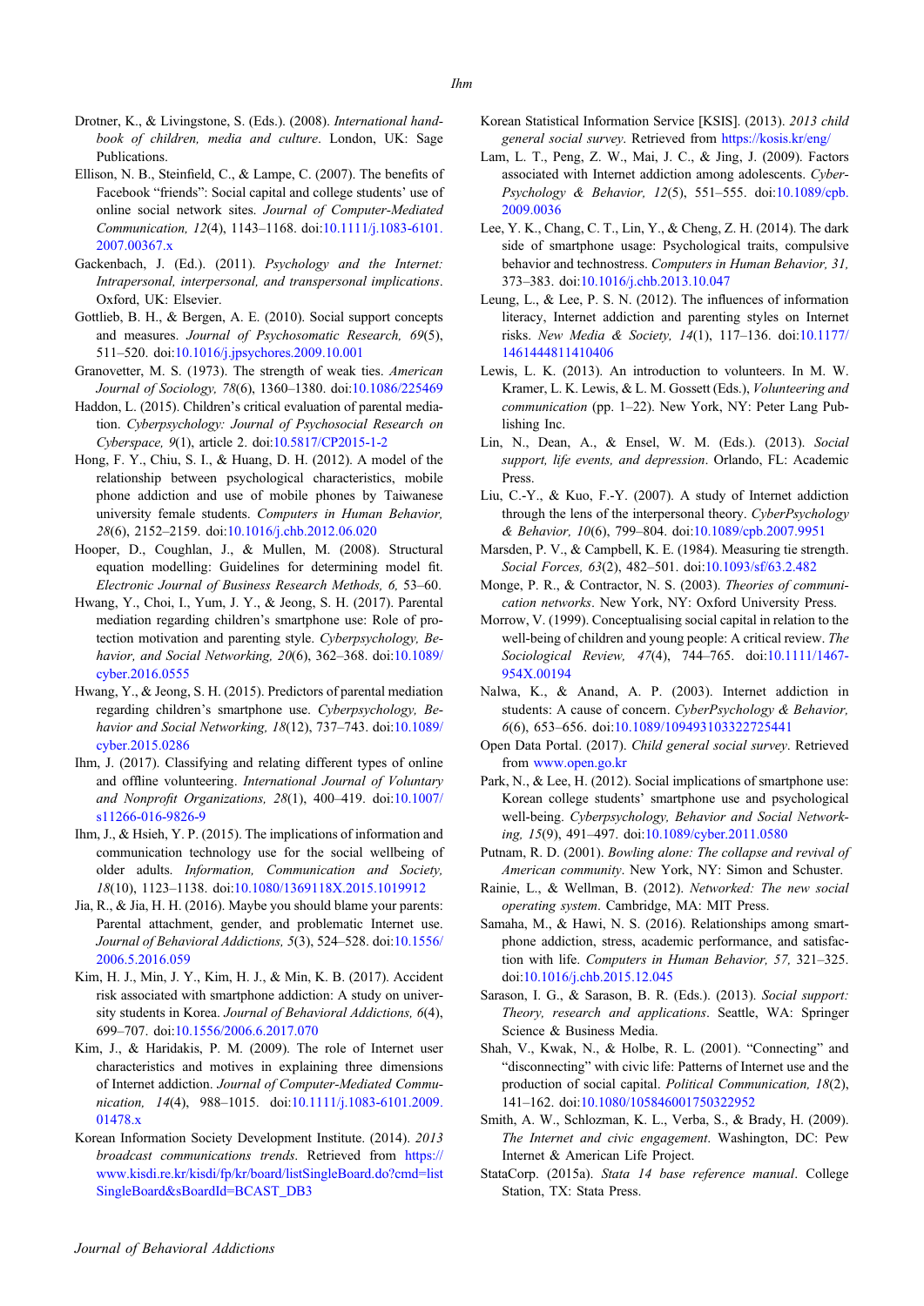Drotner, K., & Livingstone, S. (Eds.). (2008). *International handbook of children, media and culture*. London, UK: Sage Publications.

Ellison, N. B., Steinfield, C., & Lampe, C. (2007). The benefits of Facebook "friends": Social capital and college students' use of online social network sites. *Journal of Computer-Mediated Communication, 12*(4), 1143–1168. doi:10.1111/j.1083-6101.2007.00367.x

Gackenbach, J. (Ed.). (2011). *Psychology and the Internet: Intrapersonal, interpersonal, and transpersonal implications*. Oxford, UK: Elsevier.

Gottlieb, B. H., & Bergen, A. E. (2010). Social support concepts and measures. *Journal of Psychosomatic Research, 69*(5), 511–520. doi:10.1016/j.jpsychores.2009.10.001

Granovetter, M. S. (1973). The strength of weak ties. *American Journal of Sociology, 78*(6), 1360–1380. doi:10.1086/225469

Haddon, L. (2015). Children's critical evaluation of parental mediation. *Cyberpsychology: Journal of Psychosocial Research on Cyberspace, 9*(1), article 2. doi:10.5817/CP2015-1-2

Hong, F. Y., Chiu, S. I., & Huang, D. H. (2012). A model of the relationship between psychological characteristics, mobile phone addiction and use of mobile phones by Taiwanese university female students. *Computers in Human Behavior, 28*(6), 2152–2159. doi:10.1016/j.chb.2012.06.020

Hooper, D., Coughlan, J., & Mullen, M. (2008). Structural equation modelling: Guidelines for determining model fit. *Electronic Journal of Business Research Methods, 6,* 53–60.

Hwang, Y., Choi, I., Yum, J. Y., & Jeong, S. H. (2017). Parental mediation regarding children's smartphone use: Role of protection motivation and parenting style. *Cyberpsychology, Behavior, and Social Networking, 20*(6), 362–368. doi:10.1089/cyber.2016.0555

Hwang, Y., & Jeong, S. H. (2015). Predictors of parental mediation regarding children's smartphone use. *Cyberpsychology, Behavior and Social Networking, 18*(12), 737–743. doi:10.1089/cyber.2015.0286

Ihm, J. (2017). Classifying and relating different types of online and offline volunteering. *International Journal of Voluntary and Nonprofit Organizations, 28*(1), 400–419. doi:10.1007/s11266-016-9826-9

Ihm, J., & Hsieh, Y. P. (2015). The implications of information and communication technology use for the social wellbeing of older adults. *Information, Communication and Society, 18*(10), 1123–1138. doi:10.1080/1369118X.2015.1019912

Jia, R., & Jia, H. H. (2016). Maybe you should blame your parents: Parental attachment, gender, and problematic Internet use. *Journal of Behavioral Addictions, 5*(3), 524–528. doi:10.1556/2006.5.2016.059

Kim, H. J., Min, J. Y., Kim, H. J., & Min, K. B. (2017). Accident risk associated with smartphone addiction: A study on university students in Korea. *Journal of Behavioral Addictions, 6*(4), 699–707. doi:10.1556/2006.6.2017.070

Kim, J., & Haridakis, P. M. (2009). The role of Internet user characteristics and motives in explaining three dimensions of Internet addiction. *Journal of Computer-Mediated Communication, 14*(4), 988–1015. doi:10.1111/j.1083-6101.2009.01478.x

Korean Information Society Development Institute. (2014). *2013 broadcast communications trends*. Retrieved from https://www.kisdi.re.kr/kisdi/fp/kr/board/listSingleBoard.do?cmd=listSingleBoard&sBoardId=BCAST_DB3

Korean Statistical Information Service [KSIS]. (2013). *2013 child general social survey*. Retrieved from https://kosis.kr/eng/

Lam, L. T., Peng, Z. W., Mai, J. C., & Jing, J. (2009). Factors associated with Internet addiction among adolescents. *CyberPsychology & Behavior, 12*(5), 551–555. doi:10.1089/cpb.2009.0036

Lee, Y. K., Chang, C. T., Lin, Y., & Cheng, Z. H. (2014). The dark side of smartphone usage: Psychological traits, compulsive behavior and technostress. *Computers in Human Behavior, 31,* 373–383. doi:10.1016/j.chb.2013.10.047

Leung, L., & Lee, P. S. N. (2012). The influences of information literacy, Internet addiction and parenting styles on Internet risks. *New Media & Society, 14*(1), 117–136. doi:10.1177/1461444811410406

Lewis, L. K. (2013). An introduction to volunteers. In M. W. Kramer, L. K. Lewis, & L. M. Gossett (Eds.), *Volunteering and communication* (pp. 1–22). New York, NY: Peter Lang Publishing Inc.

Lin, N., Dean, A., & Ensel, W. M. (Eds.). (2013). *Social support, life events, and depression*. Orlando, FL: Academic Press.

Liu, C.-Y., & Kuo, F.-Y. (2007). A study of Internet addiction through the lens of the interpersonal theory. *CyberPsychology & Behavior, 10*(6), 799–804. doi:10.1089/cpb.2007.9951

Marsden, P. V., & Campbell, K. E. (1984). Measuring tie strength. *Social Forces, 63*(2), 482–501. doi:10.1093/sf/63.2.482

Monge, P. R., & Contractor, N. S. (2003). *Theories of communication networks*. New York, NY: Oxford University Press.

Morrow, V. (1999). Conceptualising social capital in relation to the well-being of children and young people: A critical review. *The Sociological Review, 47*(4), 744–765. doi:10.1111/1467-954X.00194

Nalwa, K., & Anand, A. P. (2003). Internet addiction in students: A cause of concern. *CyberPsychology & Behavior, 6*(6), 653–656. doi:10.1089/109493103322725441

Open Data Portal. (2017). *Child general social survey*. Retrieved from www.open.go.kr

Park, N., & Lee, H. (2012). Social implications of smartphone use: Korean college students' smartphone use and psychological well-being. *Cyberpsychology, Behavior and Social Networking, 15*(9), 491–497. doi:10.1089/cyber.2011.0580

Putnam, R. D. (2001). *Bowling alone: The collapse and revival of American community*. New York, NY: Simon and Schuster.

Rainie, L., & Wellman, B. (2012). *Networked: The new social operating system*. Cambridge, MA: MIT Press.

Samaha, M., & Hawi, N. S. (2016). Relationships among smartphone addiction, stress, academic performance, and satisfaction with life. *Computers in Human Behavior, 57,* 321–325. doi:10.1016/j.chb.2015.12.045

Sarason, I. G., & Sarason, B. R. (Eds.). (2013). *Social support: Theory, research and applications*. Seattle, WA: Springer Science & Business Media.

Shah, V., Kwak, N., & Holbe, R. L. (2001). "Connecting" and "disconnecting" with civic life: Patterns of Internet use and the production of social capital. *Political Communication, 18*(2), 141–162. doi:10.1080/105846001750322952

Smith, A. W., Schlozman, K. L., Verba, S., & Brady, H. (2009). *The Internet and civic engagement*. Washington, DC: Pew Internet & American Life Project.

StataCorp. (2015a). *Stata 14 base reference manual*. College Station, TX: Stata Press.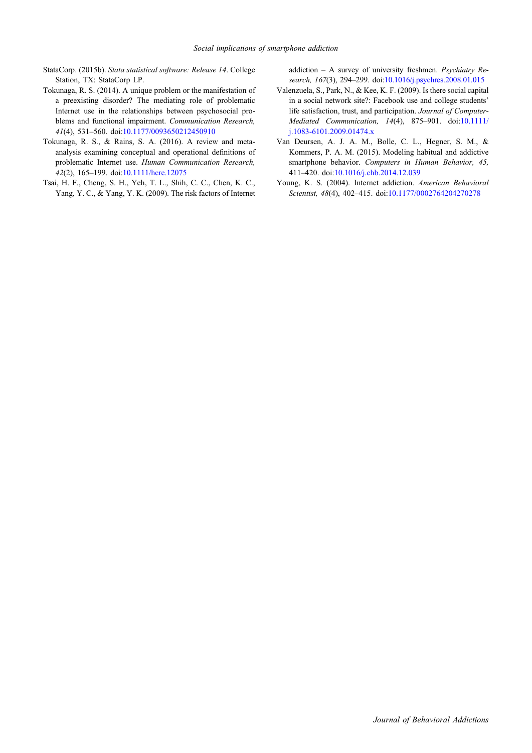StataCorp. (2015b). *Stata statistical software: Release 14*. College Station, TX: StataCorp LP.

Tokunaga, R. S. (2014). A unique problem or the manifestation of a preexisting disorder? The mediating role of problematic Internet use in the relationships between psychosocial problems and functional impairment. *Communication Research, 41*(4), 531–560. doi:10.1177/0093650212450910

Tokunaga, R. S., & Rains, S. A. (2016). A review and meta-analysis examining conceptual and operational definitions of problematic Internet use. *Human Communication Research, 42*(2), 165–199. doi:10.1111/hcre.12075

Tsai, H. F., Cheng, S. H., Yeh, T. L., Shih, C. C., Chen, K. C., Yang, Y. C., & Yang, Y. K. (2009). The risk factors of Internet addiction – A survey of university freshmen. *Psychiatry Research, 167*(3), 294–299. doi:10.1016/j.psychres.2008.01.015

Valenzuela, S., Park, N., & Kee, K. F. (2009). Is there social capital in a social network site?: Facebook use and college students' life satisfaction, trust, and participation. *Journal of Computer-Mediated Communication, 14*(4), 875–901. doi:10.1111/j.1083-6101.2009.01474.x

Van Deursen, A. J. A. M., Bolle, C. L., Hegner, S. M., & Kommers, P. A. M. (2015). Modeling habitual and addictive smartphone behavior. *Computers in Human Behavior, 45,* 411–420. doi:10.1016/j.chb.2014.12.039

Young, K. S. (2004). Internet addiction. *American Behavioral Scientist, 48*(4), 402–415. doi:10.1177/0002764204270278